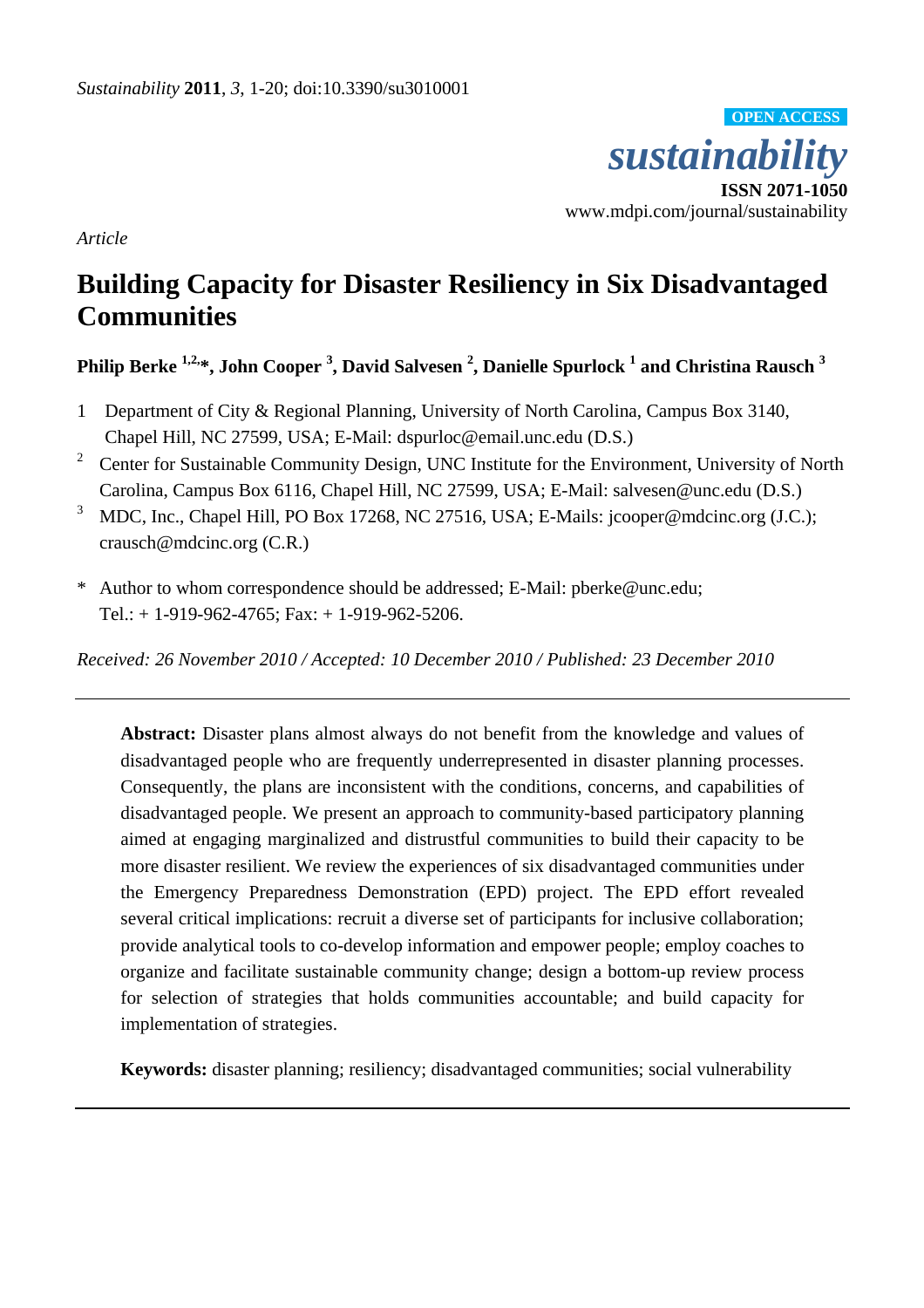*Sustainability* **2011**, *3*, 1-20; doi:10.3390/su3010001

OPEN ACCESS

*sustainability*

**ISSN 2071-1050**

www.mdpi.com/journal/sustainability

*Article*

# Building Capacity for Disaster Resiliency in Six Disadvantaged Communities

**Philip Berke [1,2,]*, John Cooper [3], David Salvesen [2], Danielle Spurlock [1] and Christina Rausch [3]**

1. Department of City & Regional Planning, University of North Carolina, Campus Box 3140, Chapel Hill, NC 27599, USA; E-Mail: dspurloc@email.unc.edu (D.S.)
2. Center for Sustainable Community Design, UNC Institute for the Environment, University of North Carolina, Campus Box 6116, Chapel Hill, NC 27599, USA; E-Mail: salvesen@unc.edu (D.S.)
3. MDC, Inc., Chapel Hill, PO Box 17268, NC 27516, USA; E-Mails: jcooper@mdcinc.org (J.C.); crausch@mdcinc.org (C.R.)

\* Author to whom correspondence should be addressed; E-Mail: pberke@unc.edu; Tel.: + 1-919-962-4765; Fax: + 1-919-962-5206.

*Received: 26 November 2010 / Accepted: 10 December 2010 / Published: 23 December 2010*

---

**Abstract:** Disaster plans almost always do not benefit from the knowledge and values of disadvantaged people who are frequently underrepresented in disaster planning processes. Consequently, the plans are inconsistent with the conditions, concerns, and capabilities of disadvantaged people. We present an approach to community-based participatory planning aimed at engaging marginalized and distrustful communities to build their capacity to be more disaster resilient. We review the experiences of six disadvantaged communities under the Emergency Preparedness Demonstration (EPD) project. The EPD effort revealed several critical implications: recruit a diverse set of participants for inclusive collaboration; provide analytical tools to co-develop information and empower people; employ coaches to organize and facilitate sustainable community change; design a bottom-up review process for selection of strategies that holds communities accountable; and build capacity for implementation of strategies.

**Keywords:** disaster planning; resiliency; disadvantaged communities; social vulnerability

---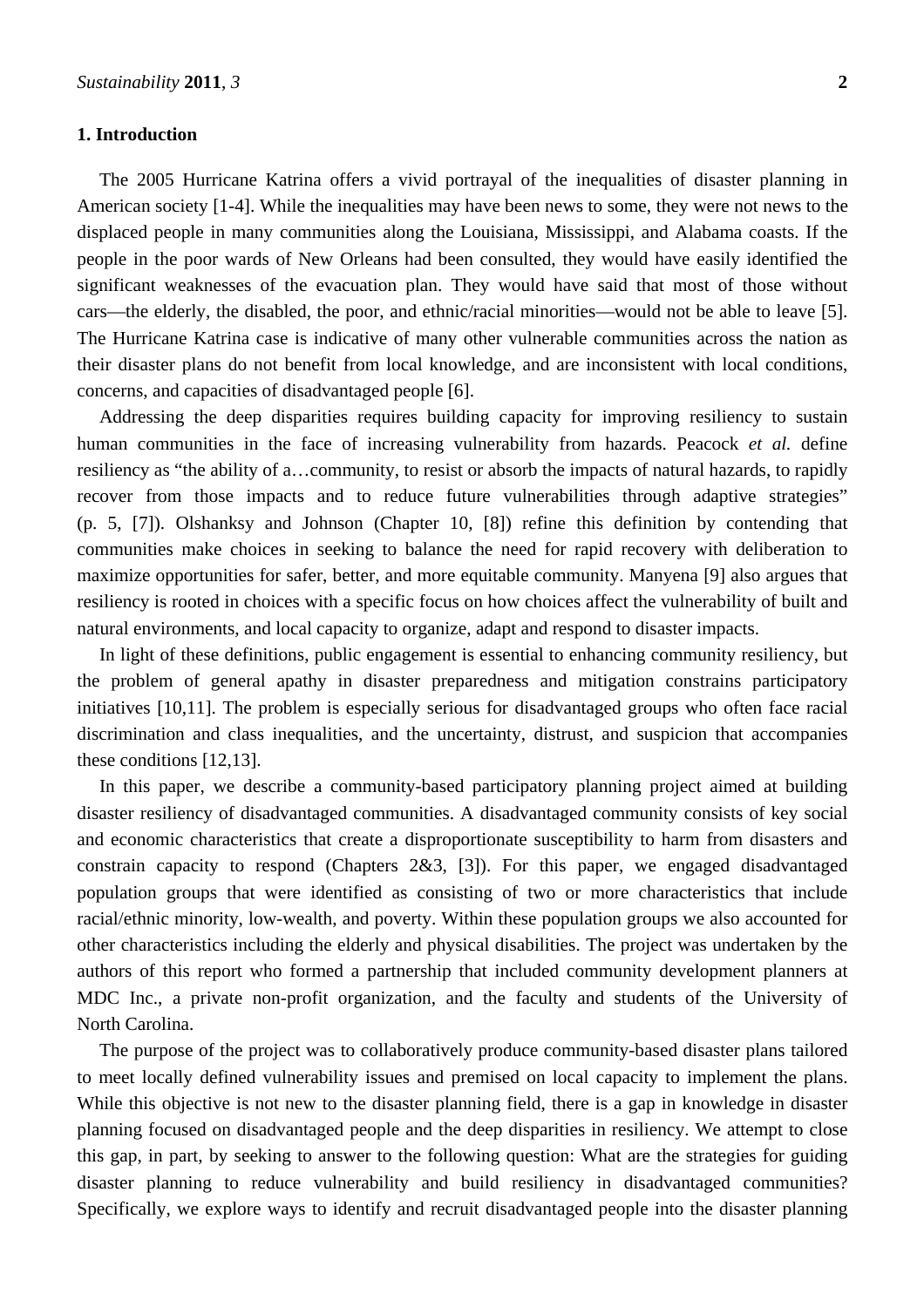## 1. Introduction

The 2005 Hurricane Katrina offers a vivid portrayal of the inequalities of disaster planning in American society [1-4]. While the inequalities may have been news to some, they were not news to the displaced people in many communities along the Louisiana, Mississippi, and Alabama coasts. If the people in the poor wards of New Orleans had been consulted, they would have easily identified the significant weaknesses of the evacuation plan. They would have said that most of those without cars—the elderly, the disabled, the poor, and ethnic/racial minorities—would not be able to leave [5]. The Hurricane Katrina case is indicative of many other vulnerable communities across the nation as their disaster plans do not benefit from local knowledge, and are inconsistent with local conditions, concerns, and capacities of disadvantaged people [6].

Addressing the deep disparities requires building capacity for improving resiliency to sustain human communities in the face of increasing vulnerability from hazards. Peacock *et al.* define resiliency as "the ability of a…community, to resist or absorb the impacts of natural hazards, to rapidly recover from those impacts and to reduce future vulnerabilities through adaptive strategies" (p. 5, [7]). Olshanksy and Johnson (Chapter 10, [8]) refine this definition by contending that communities make choices in seeking to balance the need for rapid recovery with deliberation to maximize opportunities for safer, better, and more equitable community. Manyena [9] also argues that resiliency is rooted in choices with a specific focus on how choices affect the vulnerability of built and natural environments, and local capacity to organize, adapt and respond to disaster impacts.

In light of these definitions, public engagement is essential to enhancing community resiliency, but the problem of general apathy in disaster preparedness and mitigation constrains participatory initiatives [10,11]. The problem is especially serious for disadvantaged groups who often face racial discrimination and class inequalities, and the uncertainty, distrust, and suspicion that accompanies these conditions [12,13].

In this paper, we describe a community-based participatory planning project aimed at building disaster resiliency of disadvantaged communities. A disadvantaged community consists of key social and economic characteristics that create a disproportionate susceptibility to harm from disasters and constrain capacity to respond (Chapters 2&3, [3]). For this paper, we engaged disadvantaged population groups that were identified as consisting of two or more characteristics that include racial/ethnic minority, low-wealth, and poverty. Within these population groups we also accounted for other characteristics including the elderly and physical disabilities. The project was undertaken by the authors of this report who formed a partnership that included community development planners at MDC Inc., a private non-profit organization, and the faculty and students of the University of North Carolina.

The purpose of the project was to collaboratively produce community-based disaster plans tailored to meet locally defined vulnerability issues and premised on local capacity to implement the plans. While this objective is not new to the disaster planning field, there is a gap in knowledge in disaster planning focused on disadvantaged people and the deep disparities in resiliency. We attempt to close this gap, in part, by seeking to answer to the following question: What are the strategies for guiding disaster planning to reduce vulnerability and build resiliency in disadvantaged communities? Specifically, we explore ways to identify and recruit disadvantaged people into the disaster planning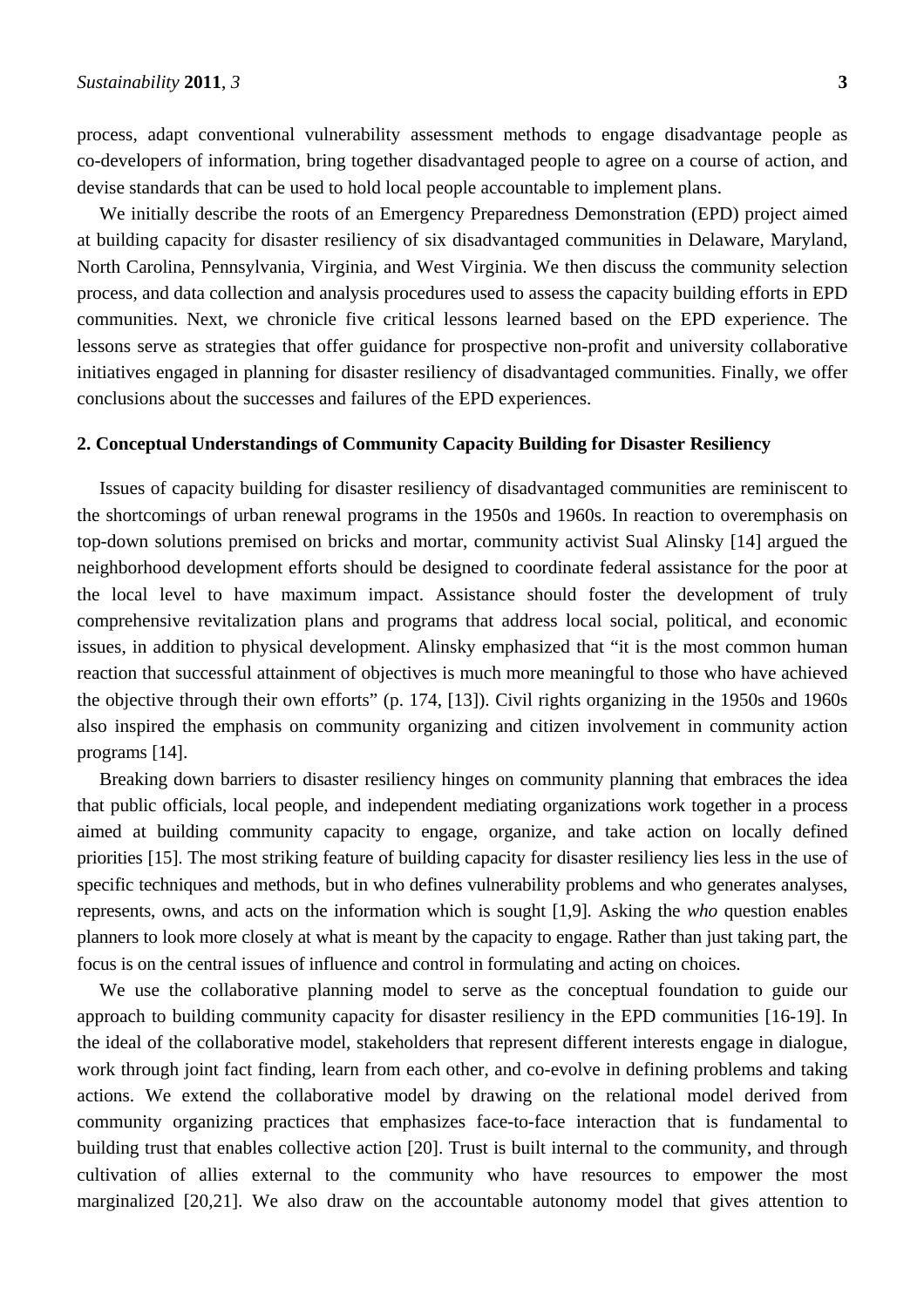process, adapt conventional vulnerability assessment methods to engage disadvantage people as co-developers of information, bring together disadvantaged people to agree on a course of action, and devise standards that can be used to hold local people accountable to implement plans.

We initially describe the roots of an Emergency Preparedness Demonstration (EPD) project aimed at building capacity for disaster resiliency of six disadvantaged communities in Delaware, Maryland, North Carolina, Pennsylvania, Virginia, and West Virginia. We then discuss the community selection process, and data collection and analysis procedures used to assess the capacity building efforts in EPD communities. Next, we chronicle five critical lessons learned based on the EPD experience. The lessons serve as strategies that offer guidance for prospective non-profit and university collaborative initiatives engaged in planning for disaster resiliency of disadvantaged communities. Finally, we offer conclusions about the successes and failures of the EPD experiences.

## 2. Conceptual Understandings of Community Capacity Building for Disaster Resiliency

Issues of capacity building for disaster resiliency of disadvantaged communities are reminiscent to the shortcomings of urban renewal programs in the 1950s and 1960s. In reaction to overemphasis on top-down solutions premised on bricks and mortar, community activist Sual Alinsky [14] argued the neighborhood development efforts should be designed to coordinate federal assistance for the poor at the local level to have maximum impact. Assistance should foster the development of truly comprehensive revitalization plans and programs that address local social, political, and economic issues, in addition to physical development. Alinsky emphasized that "it is the most common human reaction that successful attainment of objectives is much more meaningful to those who have achieved the objective through their own efforts" (p. 174, [13]). Civil rights organizing in the 1950s and 1960s also inspired the emphasis on community organizing and citizen involvement in community action programs [14].

Breaking down barriers to disaster resiliency hinges on community planning that embraces the idea that public officials, local people, and independent mediating organizations work together in a process aimed at building community capacity to engage, organize, and take action on locally defined priorities [15]. The most striking feature of building capacity for disaster resiliency lies less in the use of specific techniques and methods, but in who defines vulnerability problems and who generates analyses, represents, owns, and acts on the information which is sought [1,9]. Asking the *who* question enables planners to look more closely at what is meant by the capacity to engage. Rather than just taking part, the focus is on the central issues of influence and control in formulating and acting on choices.

We use the collaborative planning model to serve as the conceptual foundation to guide our approach to building community capacity for disaster resiliency in the EPD communities [16-19]. In the ideal of the collaborative model, stakeholders that represent different interests engage in dialogue, work through joint fact finding, learn from each other, and co-evolve in defining problems and taking actions. We extend the collaborative model by drawing on the relational model derived from community organizing practices that emphasizes face-to-face interaction that is fundamental to building trust that enables collective action [20]. Trust is built internal to the community, and through cultivation of allies external to the community who have resources to empower the most marginalized [20,21]. We also draw on the accountable autonomy model that gives attention to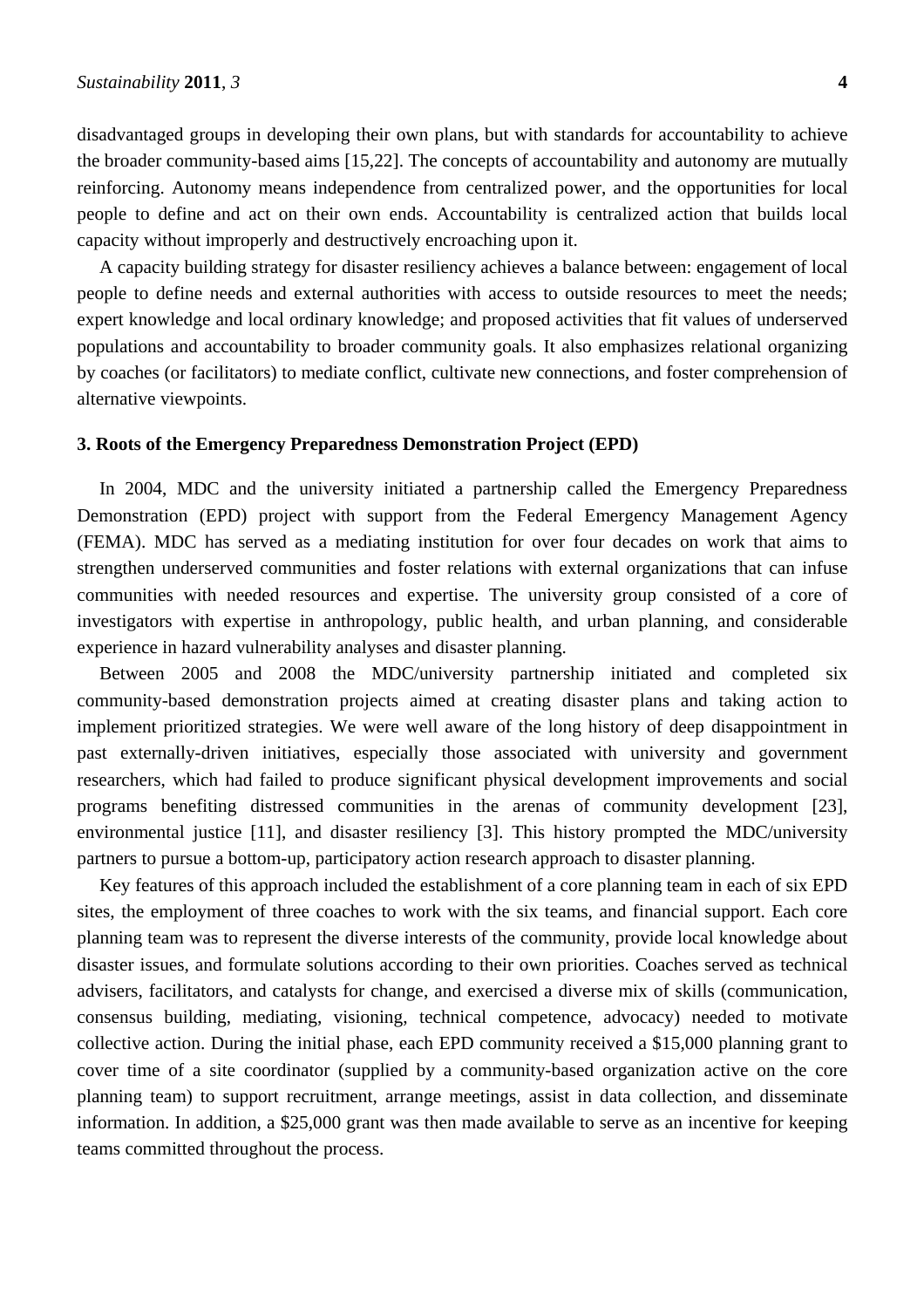disadvantaged groups in developing their own plans, but with standards for accountability to achieve the broader community-based aims [15,22]. The concepts of accountability and autonomy are mutually reinforcing. Autonomy means independence from centralized power, and the opportunities for local people to define and act on their own ends. Accountability is centralized action that builds local capacity without improperly and destructively encroaching upon it.

A capacity building strategy for disaster resiliency achieves a balance between: engagement of local people to define needs and external authorities with access to outside resources to meet the needs; expert knowledge and local ordinary knowledge; and proposed activities that fit values of underserved populations and accountability to broader community goals. It also emphasizes relational organizing by coaches (or facilitators) to mediate conflict, cultivate new connections, and foster comprehension of alternative viewpoints.

## 3. Roots of the Emergency Preparedness Demonstration Project (EPD)

In 2004, MDC and the university initiated a partnership called the Emergency Preparedness Demonstration (EPD) project with support from the Federal Emergency Management Agency (FEMA). MDC has served as a mediating institution for over four decades on work that aims to strengthen underserved communities and foster relations with external organizations that can infuse communities with needed resources and expertise. The university group consisted of a core of investigators with expertise in anthropology, public health, and urban planning, and considerable experience in hazard vulnerability analyses and disaster planning.

Between 2005 and 2008 the MDC/university partnership initiated and completed six community-based demonstration projects aimed at creating disaster plans and taking action to implement prioritized strategies. We were well aware of the long history of deep disappointment in past externally-driven initiatives, especially those associated with university and government researchers, which had failed to produce significant physical development improvements and social programs benefiting distressed communities in the arenas of community development [23], environmental justice [11], and disaster resiliency [3]. This history prompted the MDC/university partners to pursue a bottom-up, participatory action research approach to disaster planning.

Key features of this approach included the establishment of a core planning team in each of six EPD sites, the employment of three coaches to work with the six teams, and financial support. Each core planning team was to represent the diverse interests of the community, provide local knowledge about disaster issues, and formulate solutions according to their own priorities. Coaches served as technical advisers, facilitators, and catalysts for change, and exercised a diverse mix of skills (communication, consensus building, mediating, visioning, technical competence, advocacy) needed to motivate collective action. During the initial phase, each EPD community received a $15,000 planning grant to cover time of a site coordinator (supplied by a community-based organization active on the core planning team) to support recruitment, arrange meetings, assist in data collection, and disseminate information. In addition, a $25,000 grant was then made available to serve as an incentive for keeping teams committed throughout the process.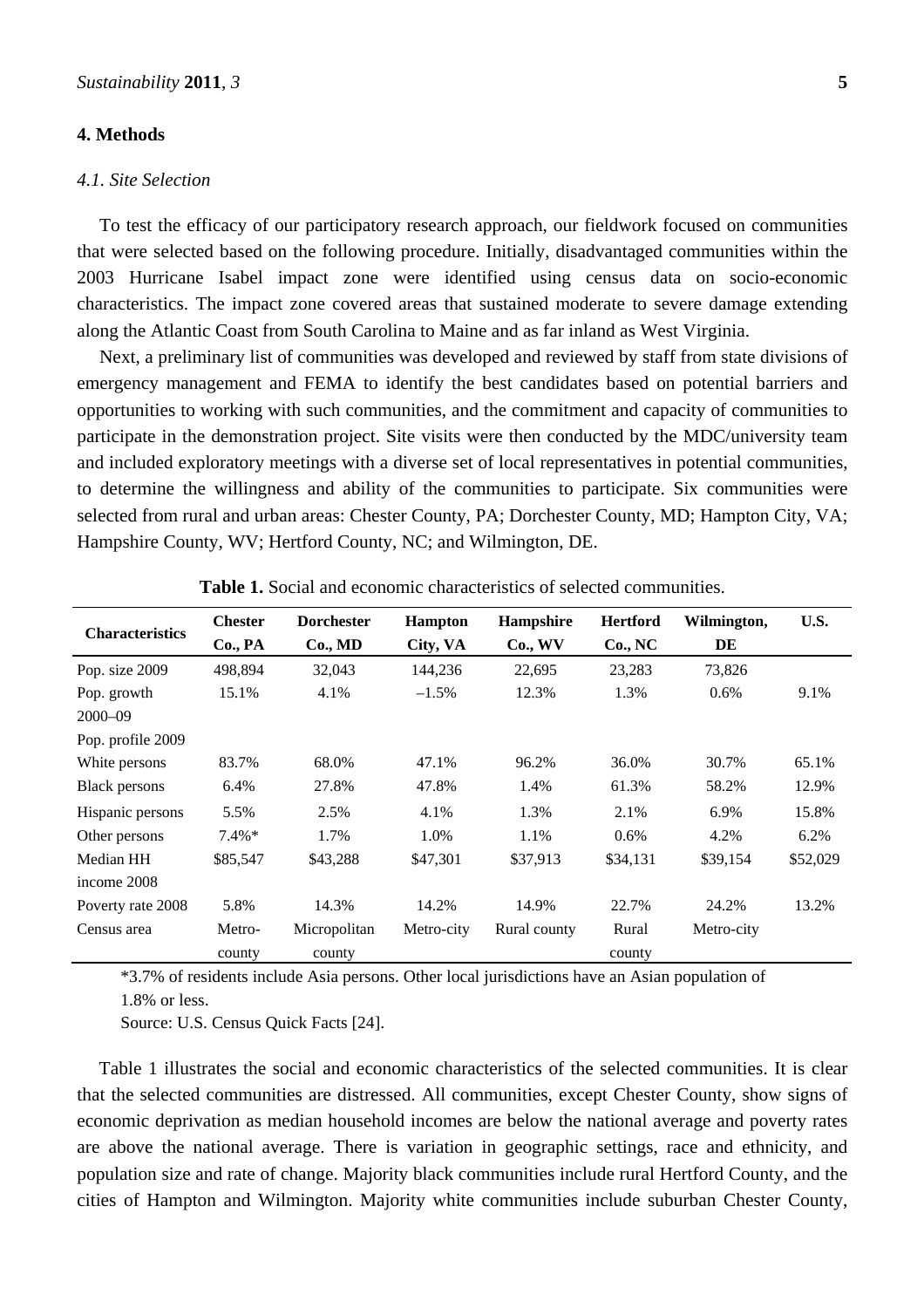## 4. Methods

### *4.1. Site Selection*

To test the efficacy of our participatory research approach, our fieldwork focused on communities that were selected based on the following procedure. Initially, disadvantaged communities within the 2003 Hurricane Isabel impact zone were identified using census data on socio-economic characteristics. The impact zone covered areas that sustained moderate to severe damage extending along the Atlantic Coast from South Carolina to Maine and as far inland as West Virginia.

Next, a preliminary list of communities was developed and reviewed by staff from state divisions of emergency management and FEMA to identify the best candidates based on potential barriers and opportunities to working with such communities, and the commitment and capacity of communities to participate in the demonstration project. Site visits were then conducted by the MDC/university team and included exploratory meetings with a diverse set of local representatives in potential communities, to determine the willingness and ability of the communities to participate. Six communities were selected from rural and urban areas: Chester County, PA; Dorchester County, MD; Hampton City, VA; Hampshire County, WV; Hertford County, NC; and Wilmington, DE.

**Table 1.** Social and economic characteristics of selected communities.

| Characteristics | Chester Co., PA | Dorchester Co., MD | Hampton City, VA | Hampshire Co., WV | Hertford Co., NC | Wilmington, DE | U.S. |
|---|---|---|---|---|---|---|---|
| Pop. size 2009 | 498,894 | 32,043 | 144,236 | 22,695 | 23,283 | 73,826 | |
| Pop. growth 2000–09 | 15.1% | 4.1% | –1.5% | 12.3% | 1.3% | 0.6% | 9.1% |
| Pop. profile 2009 | | | | | | | |
| White persons | 83.7% | 68.0% | 47.1% | 96.2% | 36.0% | 30.7% | 65.1% |
| Black persons | 6.4% | 27.8% | 47.8% | 1.4% | 61.3% | 58.2% | 12.9% |
| Hispanic persons | 5.5% | 2.5% | 4.1% | 1.3% | 2.1% | 6.9% | 15.8% |
| Other persons | 7.4%* | 1.7% | 1.0% | 1.1% | 0.6% | 4.2% | 6.2% |
| Median HH income 2008 | $85,547 | $43,288 | $47,301 | $37,913 | $34,131 | $39,154 | $52,029 |
| Poverty rate 2008 | 5.8% | 14.3% | 14.2% | 14.9% | 22.7% | 24.2% | 13.2% |
| Census area | Metro-county | Micropolitan county | Metro-city | Rural county | Rural county | Metro-city | |

*3.7% of residents include Asia persons. Other local jurisdictions have an Asian population of 1.8% or less.

Source: U.S. Census Quick Facts [24].

Table 1 illustrates the social and economic characteristics of the selected communities. It is clear that the selected communities are distressed. All communities, except Chester County, show signs of economic deprivation as median household incomes are below the national average and poverty rates are above the national average. There is variation in geographic settings, race and ethnicity, and population size and rate of change. Majority black communities include rural Hertford County, and the cities of Hampton and Wilmington. Majority white communities include suburban Chester County,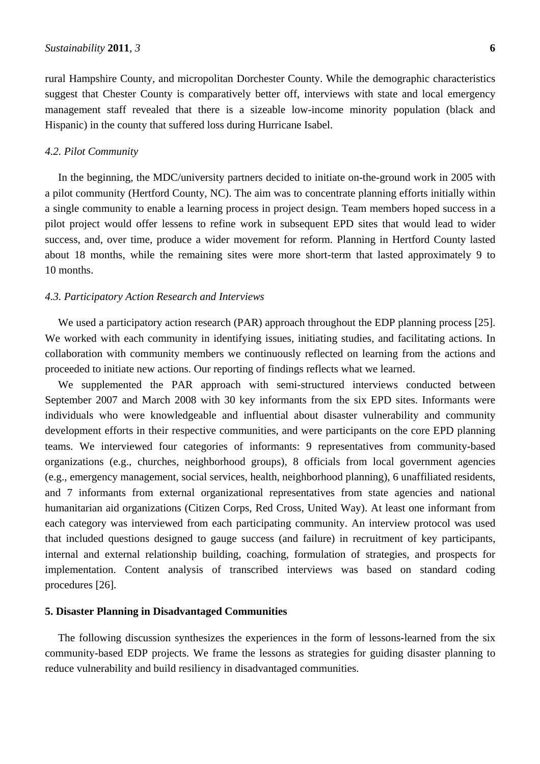rural Hampshire County, and micropolitan Dorchester County. While the demographic characteristics suggest that Chester County is comparatively better off, interviews with state and local emergency management staff revealed that there is a sizeable low-income minority population (black and Hispanic) in the county that suffered loss during Hurricane Isabel.

### *4.2. Pilot Community*

In the beginning, the MDC/university partners decided to initiate on-the-ground work in 2005 with a pilot community (Hertford County, NC). The aim was to concentrate planning efforts initially within a single community to enable a learning process in project design. Team members hoped success in a pilot project would offer lessens to refine work in subsequent EPD sites that would lead to wider success, and, over time, produce a wider movement for reform. Planning in Hertford County lasted about 18 months, while the remaining sites were more short-term that lasted approximately 9 to 10 months.

### *4.3. Participatory Action Research and Interviews*

We used a participatory action research (PAR) approach throughout the EDP planning process [25]. We worked with each community in identifying issues, initiating studies, and facilitating actions. In collaboration with community members we continuously reflected on learning from the actions and proceeded to initiate new actions. Our reporting of findings reflects what we learned.

We supplemented the PAR approach with semi-structured interviews conducted between September 2007 and March 2008 with 30 key informants from the six EPD sites. Informants were individuals who were knowledgeable and influential about disaster vulnerability and community development efforts in their respective communities, and were participants on the core EPD planning teams. We interviewed four categories of informants: 9 representatives from community-based organizations (e.g., churches, neighborhood groups), 8 officials from local government agencies (e.g., emergency management, social services, health, neighborhood planning), 6 unaffiliated residents, and 7 informants from external organizational representatives from state agencies and national humanitarian aid organizations (Citizen Corps, Red Cross, United Way). At least one informant from each category was interviewed from each participating community. An interview protocol was used that included questions designed to gauge success (and failure) in recruitment of key participants, internal and external relationship building, coaching, formulation of strategies, and prospects for implementation. Content analysis of transcribed interviews was based on standard coding procedures [26].

## **5. Disaster Planning in Disadvantaged Communities**

The following discussion synthesizes the experiences in the form of lessons-learned from the six community-based EDP projects. We frame the lessons as strategies for guiding disaster planning to reduce vulnerability and build resiliency in disadvantaged communities.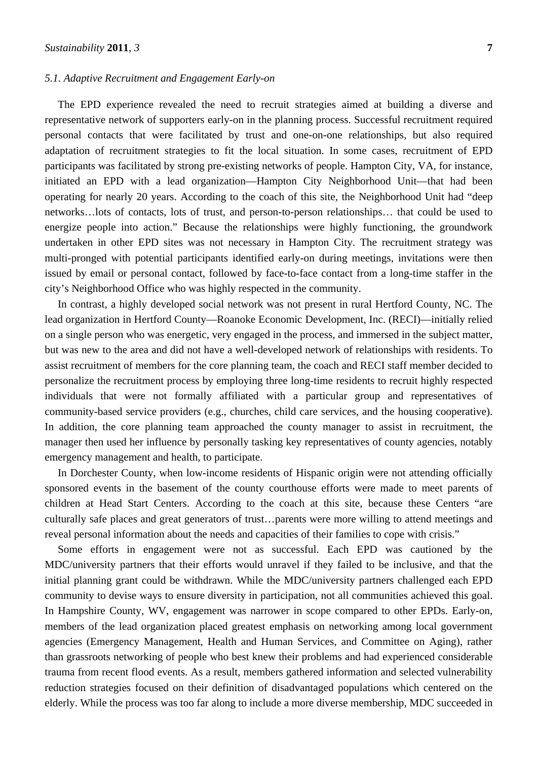### 5.1. Adaptive Recruitment and Engagement Early-on

The EPD experience revealed the need to recruit strategies aimed at building a diverse and representative network of supporters early-on in the planning process. Successful recruitment required personal contacts that were facilitated by trust and one-on-one relationships, but also required adaptation of recruitment strategies to fit the local situation. In some cases, recruitment of EPD participants was facilitated by strong pre-existing networks of people. Hampton City, VA, for instance, initiated an EPD with a lead organization—Hampton City Neighborhood Unit—that had been operating for nearly 20 years. According to the coach of this site, the Neighborhood Unit had "deep networks…lots of contacts, lots of trust, and person-to-person relationships… that could be used to energize people into action." Because the relationships were highly functioning, the groundwork undertaken in other EPD sites was not necessary in Hampton City. The recruitment strategy was multi-pronged with potential participants identified early-on during meetings, invitations were then issued by email or personal contact, followed by face-to-face contact from a long-time staffer in the city's Neighborhood Office who was highly respected in the community.

In contrast, a highly developed social network was not present in rural Hertford County, NC. The lead organization in Hertford County—Roanoke Economic Development, Inc. (RECI)—initially relied on a single person who was energetic, very engaged in the process, and immersed in the subject matter, but was new to the area and did not have a well-developed network of relationships with residents. To assist recruitment of members for the core planning team, the coach and RECI staff member decided to personalize the recruitment process by employing three long-time residents to recruit highly respected individuals that were not formally affiliated with a particular group and representatives of community-based service providers (e.g., churches, child care services, and the housing cooperative). In addition, the core planning team approached the county manager to assist in recruitment, the manager then used her influence by personally tasking key representatives of county agencies, notably emergency management and health, to participate.

In Dorchester County, when low-income residents of Hispanic origin were not attending officially sponsored events in the basement of the county courthouse efforts were made to meet parents of children at Head Start Centers. According to the coach at this site, because these Centers "are culturally safe places and great generators of trust…parents were more willing to attend meetings and reveal personal information about the needs and capacities of their families to cope with crisis."

Some efforts in engagement were not as successful. Each EPD was cautioned by the MDC/university partners that their efforts would unravel if they failed to be inclusive, and that the initial planning grant could be withdrawn. While the MDC/university partners challenged each EPD community to devise ways to ensure diversity in participation, not all communities achieved this goal. In Hampshire County, WV, engagement was narrower in scope compared to other EPDs. Early-on, members of the lead organization placed greatest emphasis on networking among local government agencies (Emergency Management, Health and Human Services, and Committee on Aging), rather than grassroots networking of people who best knew their problems and had experienced considerable trauma from recent flood events. As a result, members gathered information and selected vulnerability reduction strategies focused on their definition of disadvantaged populations which centered on the elderly. While the process was too far along to include a more diverse membership, MDC succeeded in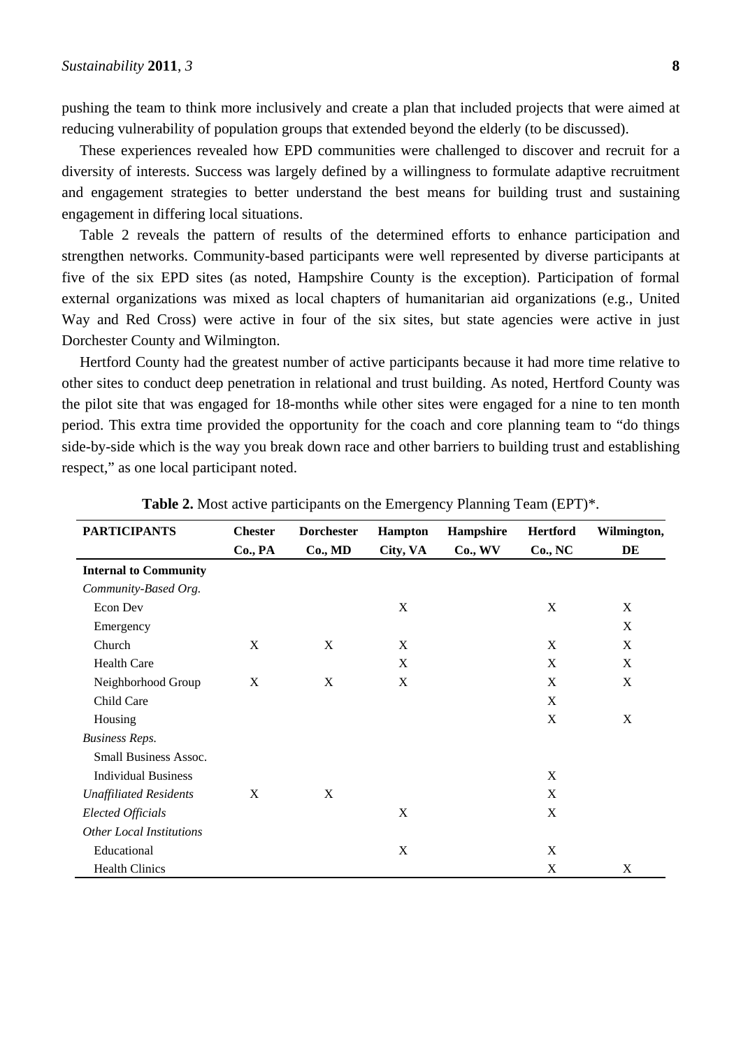pushing the team to think more inclusively and create a plan that included projects that were aimed at reducing vulnerability of population groups that extended beyond the elderly (to be discussed).

These experiences revealed how EPD communities were challenged to discover and recruit for a diversity of interests. Success was largely defined by a willingness to formulate adaptive recruitment and engagement strategies to better understand the best means for building trust and sustaining engagement in differing local situations.

Table 2 reveals the pattern of results of the determined efforts to enhance participation and strengthen networks. Community-based participants were well represented by diverse participants at five of the six EPD sites (as noted, Hampshire County is the exception). Participation of formal external organizations was mixed as local chapters of humanitarian aid organizations (e.g., United Way and Red Cross) were active in four of the six sites, but state agencies were active in just Dorchester County and Wilmington.

Hertford County had the greatest number of active participants because it had more time relative to other sites to conduct deep penetration in relational and trust building. As noted, Hertford County was the pilot site that was engaged for 18-months while other sites were engaged for a nine to ten month period. This extra time provided the opportunity for the coach and core planning team to "do things side-by-side which is the way you break down race and other barriers to building trust and establishing respect," as one local participant noted.

**Table 2.** Most active participants on the Emergency Planning Team (EPT)*.

| PARTICIPANTS | Chester Co., PA | Dorchester Co., MD | Hampton City, VA | Hampshire Co., WV | Hertford Co., NC | Wilmington, DE |
|---|---|---|---|---|---|---|
| **Internal to Community** | | | | | | |
| *Community-Based Org.* | | | | | | |
| Econ Dev | | | X | | X | X |
| Emergency | | | | | | X |
| Church | X | X | X | | X | X |
| Health Care | | | X | | X | X |
| Neighborhood Group | X | X | X | | X | X |
| Child Care | | | | | X | |
| Housing | | | | | X | X |
| *Business Reps.* | | | | | | |
| Small Business Assoc. | | | | | | |
| Individual Business | | | | | X | |
| *Unaffiliated Residents* | X | X | | | X | |
| *Elected Officials* | | | X | | X | |
| *Other Local Institutions* | | | | | | |
| Educational | | | X | | X | |
| Health Clinics | | | | | X | X |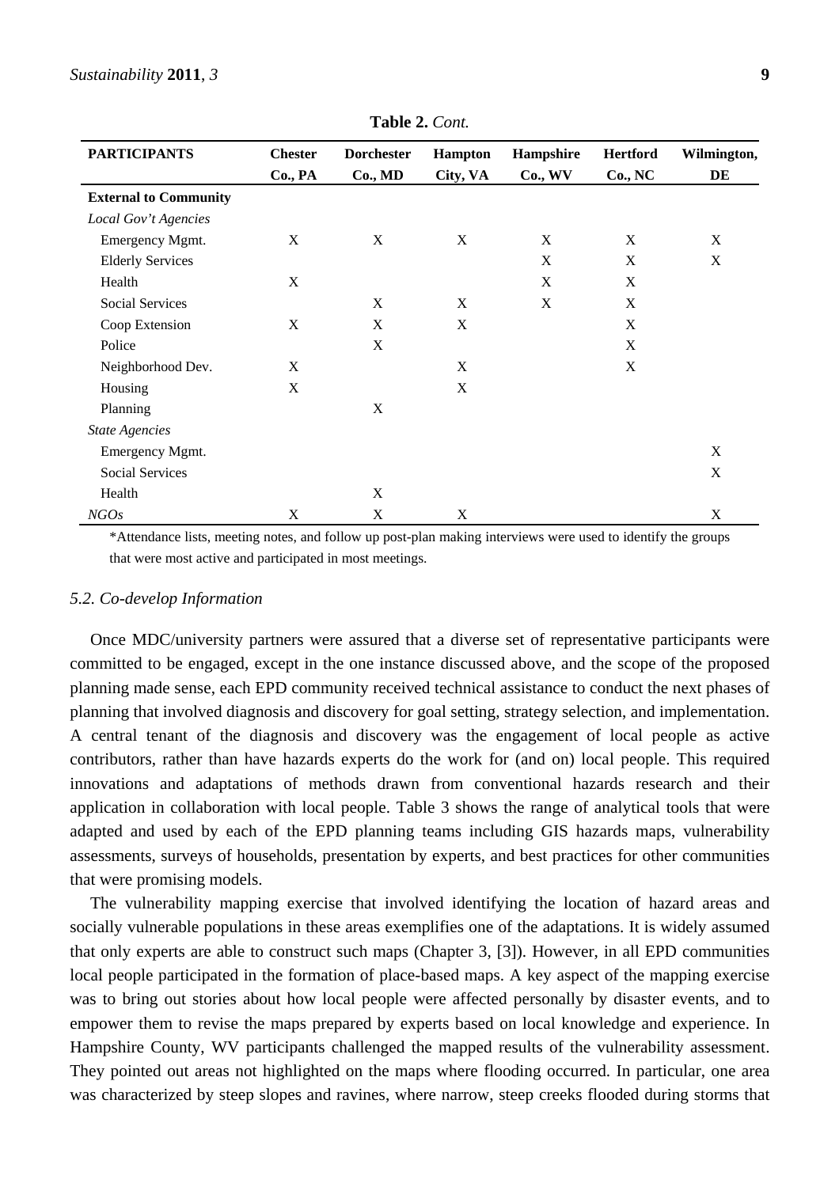**Table 2.** *Cont.*

| PARTICIPANTS | Chester Co., PA | Dorchester Co., MD | Hampton City, VA | Hampshire Co., WV | Hertford Co., NC | Wilmington, DE |
|---|---|---|---|---|---|---|
| **External to Community** | | | | | | |
| *Local Gov't Agencies* | | | | | | |
| Emergency Mgmt. | X | X | X | X | X | X |
| Elderly Services | | | | X | X | X |
| Health | X | | | X | X | |
| Social Services | | X | X | X | X | |
| Coop Extension | X | X | X | | X | |
| Police | | X | | | X | |
| Neighborhood Dev. | X | | X | | X | |
| Housing | X | | X | | | |
| Planning | | X | | | | |
| *State Agencies* | | | | | | |
| Emergency Mgmt. | | | | | | X |
| Social Services | | | | | | X |
| Health | | X | | | | |
| *NGOs* | X | X | X | | | X |

*Attendance lists, meeting notes, and follow up post-plan making interviews were used to identify the groups that were most active and participated in most meetings.

### *5.2. Co-develop Information*

Once MDC/university partners were assured that a diverse set of representative participants were committed to be engaged, except in the one instance discussed above, and the scope of the proposed planning made sense, each EPD community received technical assistance to conduct the next phases of planning that involved diagnosis and discovery for goal setting, strategy selection, and implementation. A central tenant of the diagnosis and discovery was the engagement of local people as active contributors, rather than have hazards experts do the work for (and on) local people. This required innovations and adaptations of methods drawn from conventional hazards research and their application in collaboration with local people. Table 3 shows the range of analytical tools that were adapted and used by each of the EPD planning teams including GIS hazards maps, vulnerability assessments, surveys of households, presentation by experts, and best practices for other communities that were promising models.

The vulnerability mapping exercise that involved identifying the location of hazard areas and socially vulnerable populations in these areas exemplifies one of the adaptations. It is widely assumed that only experts are able to construct such maps (Chapter 3, [3]). However, in all EPD communities local people participated in the formation of place-based maps. A key aspect of the mapping exercise was to bring out stories about how local people were affected personally by disaster events, and to empower them to revise the maps prepared by experts based on local knowledge and experience. In Hampshire County, WV participants challenged the mapped results of the vulnerability assessment. They pointed out areas not highlighted on the maps where flooding occurred. In particular, one area was characterized by steep slopes and ravines, where narrow, steep creeks flooded during storms that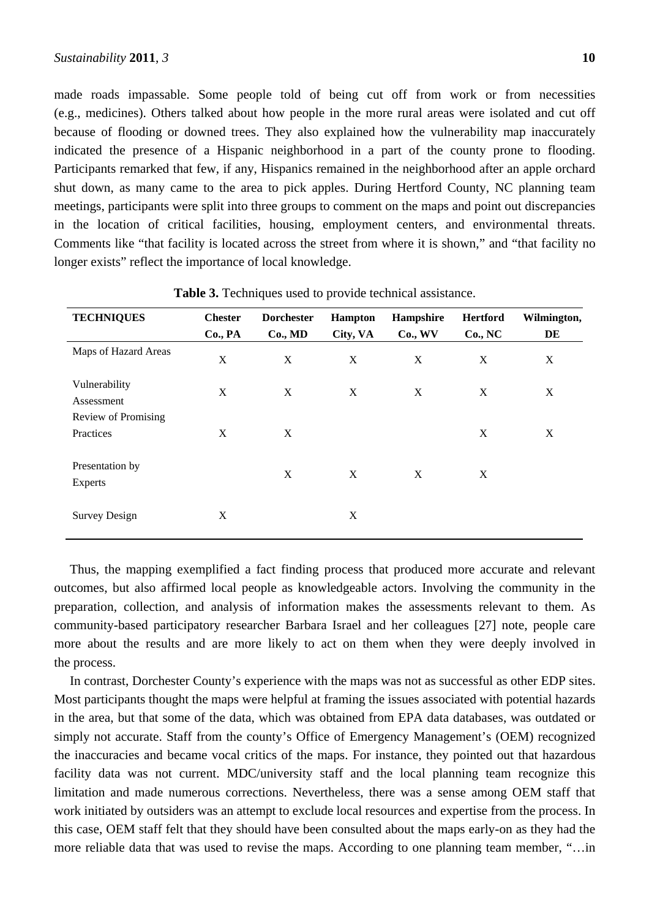made roads impassable. Some people told of being cut off from work or from necessities (e.g., medicines). Others talked about how people in the more rural areas were isolated and cut off because of flooding or downed trees. They also explained how the vulnerability map inaccurately indicated the presence of a Hispanic neighborhood in a part of the county prone to flooding. Participants remarked that few, if any, Hispanics remained in the neighborhood after an apple orchard shut down, as many came to the area to pick apples. During Hertford County, NC planning team meetings, participants were split into three groups to comment on the maps and point out discrepancies in the location of critical facilities, housing, employment centers, and environmental threats. Comments like "that facility is located across the street from where it is shown," and "that facility no longer exists" reflect the importance of local knowledge.

**Table 3.** Techniques used to provide technical assistance.

| TECHNIQUES | Chester Co., PA | Dorchester Co., MD | Hampton City, VA | Hampshire Co., WV | Hertford Co., NC | Wilmington, DE |
|---|---|---|---|---|---|---|
| Maps of Hazard Areas | X | X | X | X | X | X |
| Vulnerability Assessment | X | X | X | X | X | X |
| Review of Promising Practices | X | X | | | X | X |
| Presentation by Experts | | X | X | X | X | |
| Survey Design | X | | X | | | |

Thus, the mapping exemplified a fact finding process that produced more accurate and relevant outcomes, but also affirmed local people as knowledgeable actors. Involving the community in the preparation, collection, and analysis of information makes the assessments relevant to them. As community-based participatory researcher Barbara Israel and her colleagues [27] note, people care more about the results and are more likely to act on them when they were deeply involved in the process.

In contrast, Dorchester County's experience with the maps was not as successful as other EDP sites. Most participants thought the maps were helpful at framing the issues associated with potential hazards in the area, but that some of the data, which was obtained from EPA data databases, was outdated or simply not accurate. Staff from the county's Office of Emergency Management's (OEM) recognized the inaccuracies and became vocal critics of the maps. For instance, they pointed out that hazardous facility data was not current. MDC/university staff and the local planning team recognize this limitation and made numerous corrections. Nevertheless, there was a sense among OEM staff that work initiated by outsiders was an attempt to exclude local resources and expertise from the process. In this case, OEM staff felt that they should have been consulted about the maps early-on as they had the more reliable data that was used to revise the maps. According to one planning team member, "…in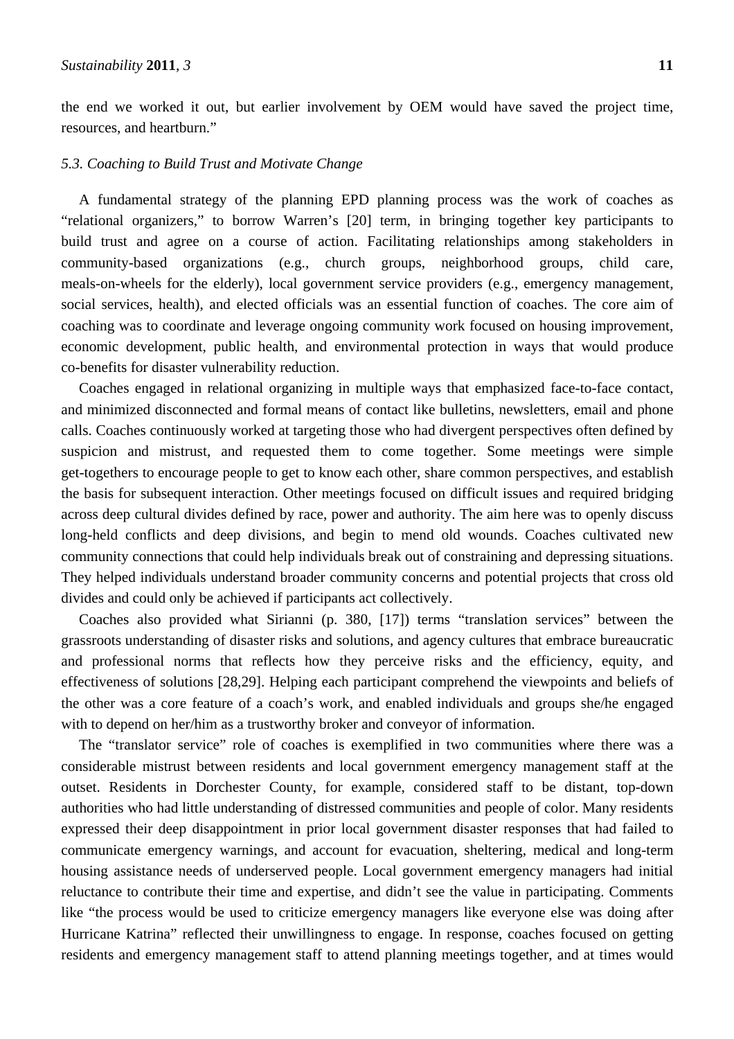the end we worked it out, but earlier involvement by OEM would have saved the project time, resources, and heartburn."

### *5.3. Coaching to Build Trust and Motivate Change*

A fundamental strategy of the planning EPD planning process was the work of coaches as "relational organizers," to borrow Warren's [20] term, in bringing together key participants to build trust and agree on a course of action. Facilitating relationships among stakeholders in community-based organizations (e.g., church groups, neighborhood groups, child care, meals-on-wheels for the elderly), local government service providers (e.g., emergency management, social services, health), and elected officials was an essential function of coaches. The core aim of coaching was to coordinate and leverage ongoing community work focused on housing improvement, economic development, public health, and environmental protection in ways that would produce co-benefits for disaster vulnerability reduction.

Coaches engaged in relational organizing in multiple ways that emphasized face-to-face contact, and minimized disconnected and formal means of contact like bulletins, newsletters, email and phone calls. Coaches continuously worked at targeting those who had divergent perspectives often defined by suspicion and mistrust, and requested them to come together. Some meetings were simple get-togethers to encourage people to get to know each other, share common perspectives, and establish the basis for subsequent interaction. Other meetings focused on difficult issues and required bridging across deep cultural divides defined by race, power and authority. The aim here was to openly discuss long-held conflicts and deep divisions, and begin to mend old wounds. Coaches cultivated new community connections that could help individuals break out of constraining and depressing situations. They helped individuals understand broader community concerns and potential projects that cross old divides and could only be achieved if participants act collectively.

Coaches also provided what Sirianni (p. 380, [17]) terms "translation services" between the grassroots understanding of disaster risks and solutions, and agency cultures that embrace bureaucratic and professional norms that reflects how they perceive risks and the efficiency, equity, and effectiveness of solutions [28,29]. Helping each participant comprehend the viewpoints and beliefs of the other was a core feature of a coach's work, and enabled individuals and groups she/he engaged with to depend on her/him as a trustworthy broker and conveyor of information.

The "translator service" role of coaches is exemplified in two communities where there was a considerable mistrust between residents and local government emergency management staff at the outset. Residents in Dorchester County, for example, considered staff to be distant, top-down authorities who had little understanding of distressed communities and people of color. Many residents expressed their deep disappointment in prior local government disaster responses that had failed to communicate emergency warnings, and account for evacuation, sheltering, medical and long-term housing assistance needs of underserved people. Local government emergency managers had initial reluctance to contribute their time and expertise, and didn't see the value in participating. Comments like "the process would be used to criticize emergency managers like everyone else was doing after Hurricane Katrina" reflected their unwillingness to engage. In response, coaches focused on getting residents and emergency management staff to attend planning meetings together, and at times would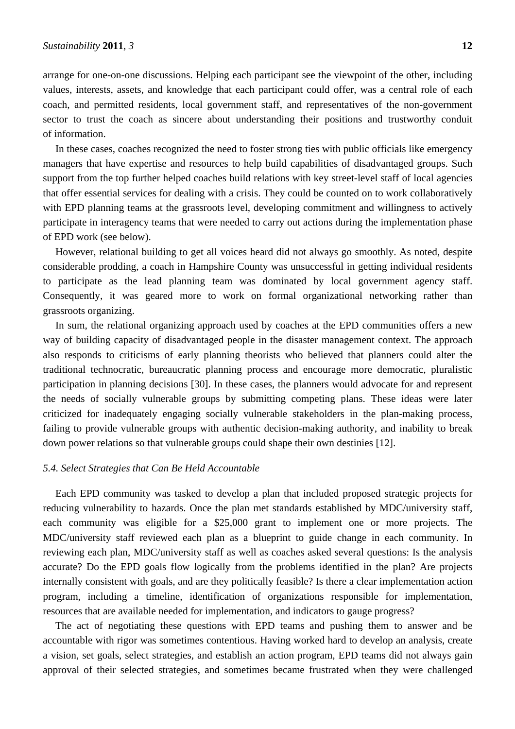arrange for one-on-one discussions. Helping each participant see the viewpoint of the other, including values, interests, assets, and knowledge that each participant could offer, was a central role of each coach, and permitted residents, local government staff, and representatives of the non-government sector to trust the coach as sincere about understanding their positions and trustworthy conduit of information.

In these cases, coaches recognized the need to foster strong ties with public officials like emergency managers that have expertise and resources to help build capabilities of disadvantaged groups. Such support from the top further helped coaches build relations with key street-level staff of local agencies that offer essential services for dealing with a crisis. They could be counted on to work collaboratively with EPD planning teams at the grassroots level, developing commitment and willingness to actively participate in interagency teams that were needed to carry out actions during the implementation phase of EPD work (see below).

However, relational building to get all voices heard did not always go smoothly. As noted, despite considerable prodding, a coach in Hampshire County was unsuccessful in getting individual residents to participate as the lead planning team was dominated by local government agency staff. Consequently, it was geared more to work on formal organizational networking rather than grassroots organizing.

In sum, the relational organizing approach used by coaches at the EPD communities offers a new way of building capacity of disadvantaged people in the disaster management context. The approach also responds to criticisms of early planning theorists who believed that planners could alter the traditional technocratic, bureaucratic planning process and encourage more democratic, pluralistic participation in planning decisions [30]. In these cases, the planners would advocate for and represent the needs of socially vulnerable groups by submitting competing plans. These ideas were later criticized for inadequately engaging socially vulnerable stakeholders in the plan-making process, failing to provide vulnerable groups with authentic decision-making authority, and inability to break down power relations so that vulnerable groups could shape their own destinies [12].

### *5.4. Select Strategies that Can Be Held Accountable*

Each EPD community was tasked to develop a plan that included proposed strategic projects for reducing vulnerability to hazards. Once the plan met standards established by MDC/university staff, each community was eligible for a $25,000 grant to implement one or more projects. The MDC/university staff reviewed each plan as a blueprint to guide change in each community. In reviewing each plan, MDC/university staff as well as coaches asked several questions: Is the analysis accurate? Do the EPD goals flow logically from the problems identified in the plan? Are projects internally consistent with goals, and are they politically feasible? Is there a clear implementation action program, including a timeline, identification of organizations responsible for implementation, resources that are available needed for implementation, and indicators to gauge progress?

The act of negotiating these questions with EPD teams and pushing them to answer and be accountable with rigor was sometimes contentious. Having worked hard to develop an analysis, create a vision, set goals, select strategies, and establish an action program, EPD teams did not always gain approval of their selected strategies, and sometimes became frustrated when they were challenged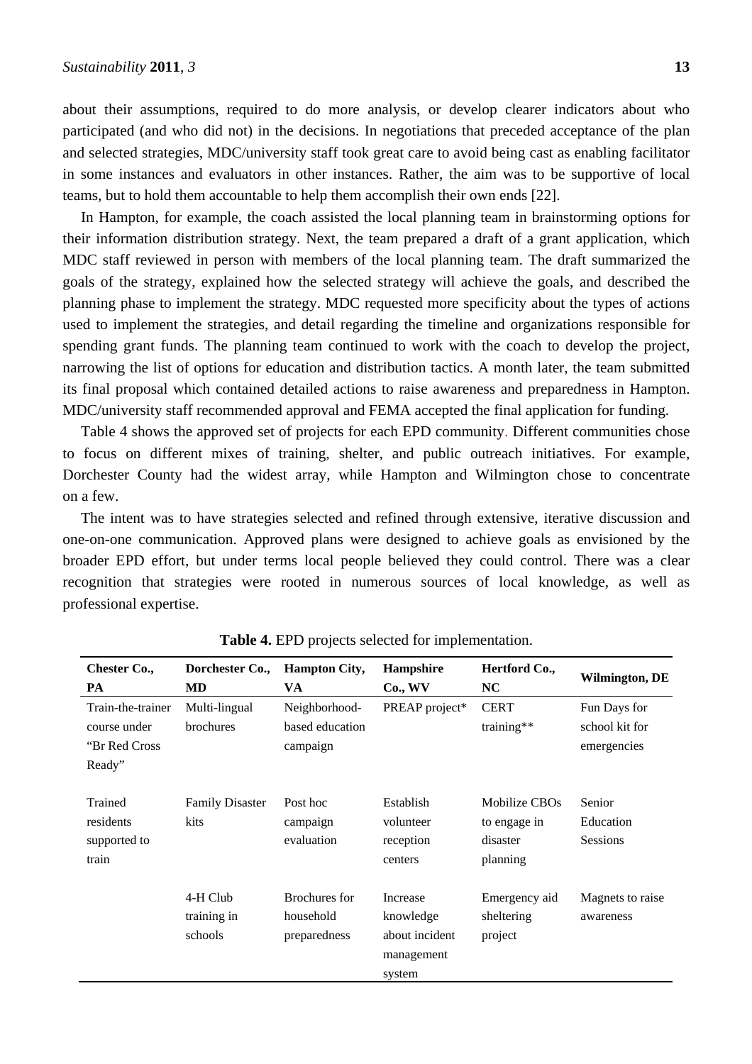about their assumptions, required to do more analysis, or develop clearer indicators about who participated (and who did not) in the decisions. In negotiations that preceded acceptance of the plan and selected strategies, MDC/university staff took great care to avoid being cast as enabling facilitator in some instances and evaluators in other instances. Rather, the aim was to be supportive of local teams, but to hold them accountable to help them accomplish their own ends [22].

In Hampton, for example, the coach assisted the local planning team in brainstorming options for their information distribution strategy. Next, the team prepared a draft of a grant application, which MDC staff reviewed in person with members of the local planning team. The draft summarized the goals of the strategy, explained how the selected strategy will achieve the goals, and described the planning phase to implement the strategy. MDC requested more specificity about the types of actions used to implement the strategies, and detail regarding the timeline and organizations responsible for spending grant funds. The planning team continued to work with the coach to develop the project, narrowing the list of options for education and distribution tactics. A month later, the team submitted its final proposal which contained detailed actions to raise awareness and preparedness in Hampton. MDC/university staff recommended approval and FEMA accepted the final application for funding.

Table 4 shows the approved set of projects for each EPD community. Different communities chose to focus on different mixes of training, shelter, and public outreach initiatives. For example, Dorchester County had the widest array, while Hampton and Wilmington chose to concentrate on a few.

The intent was to have strategies selected and refined through extensive, iterative discussion and one-on-one communication. Approved plans were designed to achieve goals as envisioned by the broader EPD effort, but under terms local people believed they could control. There was a clear recognition that strategies were rooted in numerous sources of local knowledge, as well as professional expertise.

**Table 4.** EPD projects selected for implementation.

| Chester Co., PA | Dorchester Co., MD | Hampton City, VA | Hampshire Co., WV | Hertford Co., NC | Wilmington, DE |
|---|---|---|---|---|---|
| Train-the-trainer course under "Br Red Cross Ready" | Multi-lingual brochures | Neighborhood-based education campaign | PREAP project* | CERT training** | Fun Days for school kit for emergencies |
| Trained residents supported to train | Family Disaster kits | Post hoc campaign evaluation | Establish volunteer reception centers | Mobilize CBOs to engage in disaster planning | Senior Education Sessions |
| | 4-H Club training in schools | Brochures for household preparedness | Increase knowledge about incident management system | Emergency aid sheltering project | Magnets to raise awareness |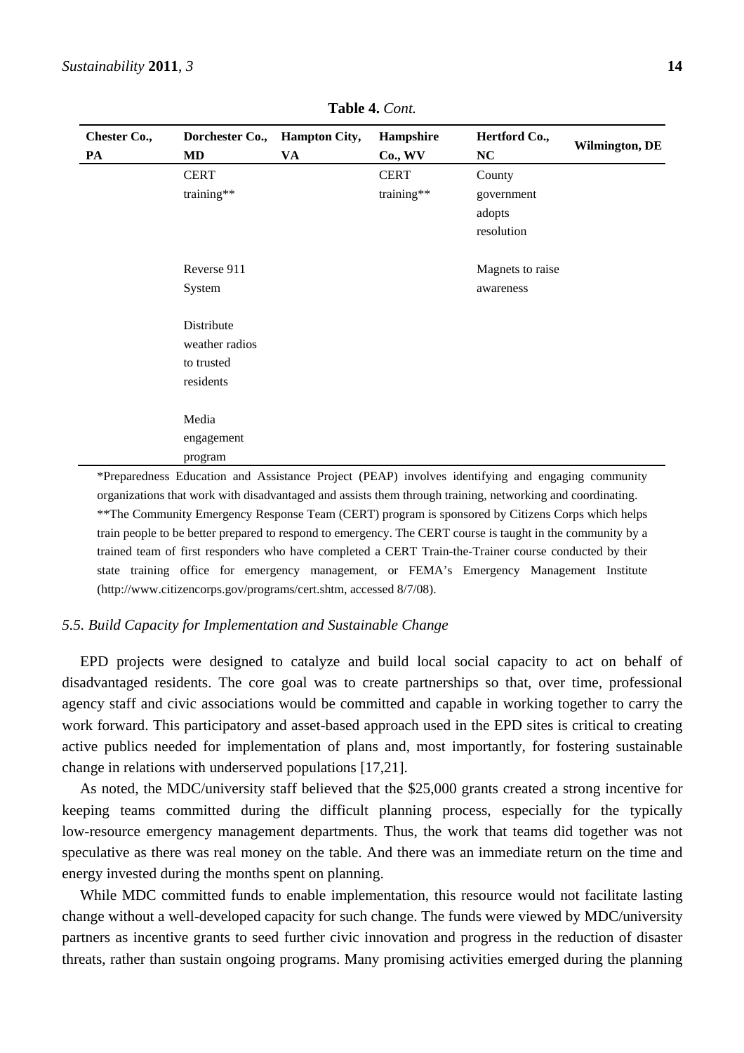**Table 4.** *Cont.*

| Chester Co., PA | Dorchester Co., MD | Hampton City, VA | Hampshire Co., WV | Hertford Co., NC | Wilmington, DE |
|---|---|---|---|---|---|
| | CERT training** | | CERT training** | County government adopts resolution | |
| | Reverse 911 System | | | Magnets to raise awareness | |
| | Distribute weather radios to trusted residents | | | | |
| | Media engagement program | | | | |

*Preparedness Education and Assistance Project (PEAP) involves identifying and engaging community organizations that work with disadvantaged and assists them through training, networking and coordinating.
**The Community Emergency Response Team (CERT) program is sponsored by Citizens Corps which helps train people to be better prepared to respond to emergency. The CERT course is taught in the community by a trained team of first responders who have completed a CERT Train-the-Trainer course conducted by their state training office for emergency management, or FEMA's Emergency Management Institute (http://www.citizencorps.gov/programs/cert.shtm, accessed 8/7/08).

### *5.5. Build Capacity for Implementation and Sustainable Change*

EPD projects were designed to catalyze and build local social capacity to act on behalf of disadvantaged residents. The core goal was to create partnerships so that, over time, professional agency staff and civic associations would be committed and capable in working together to carry the work forward. This participatory and asset-based approach used in the EPD sites is critical to creating active publics needed for implementation of plans and, most importantly, for fostering sustainable change in relations with underserved populations [17,21].

As noted, the MDC/university staff believed that the $25,000 grants created a strong incentive for keeping teams committed during the difficult planning process, especially for the typically low-resource emergency management departments. Thus, the work that teams did together was not speculative as there was real money on the table. And there was an immediate return on the time and energy invested during the months spent on planning.

While MDC committed funds to enable implementation, this resource would not facilitate lasting change without a well-developed capacity for such change. The funds were viewed by MDC/university partners as incentive grants to seed further civic innovation and progress in the reduction of disaster threats, rather than sustain ongoing programs. Many promising activities emerged during the planning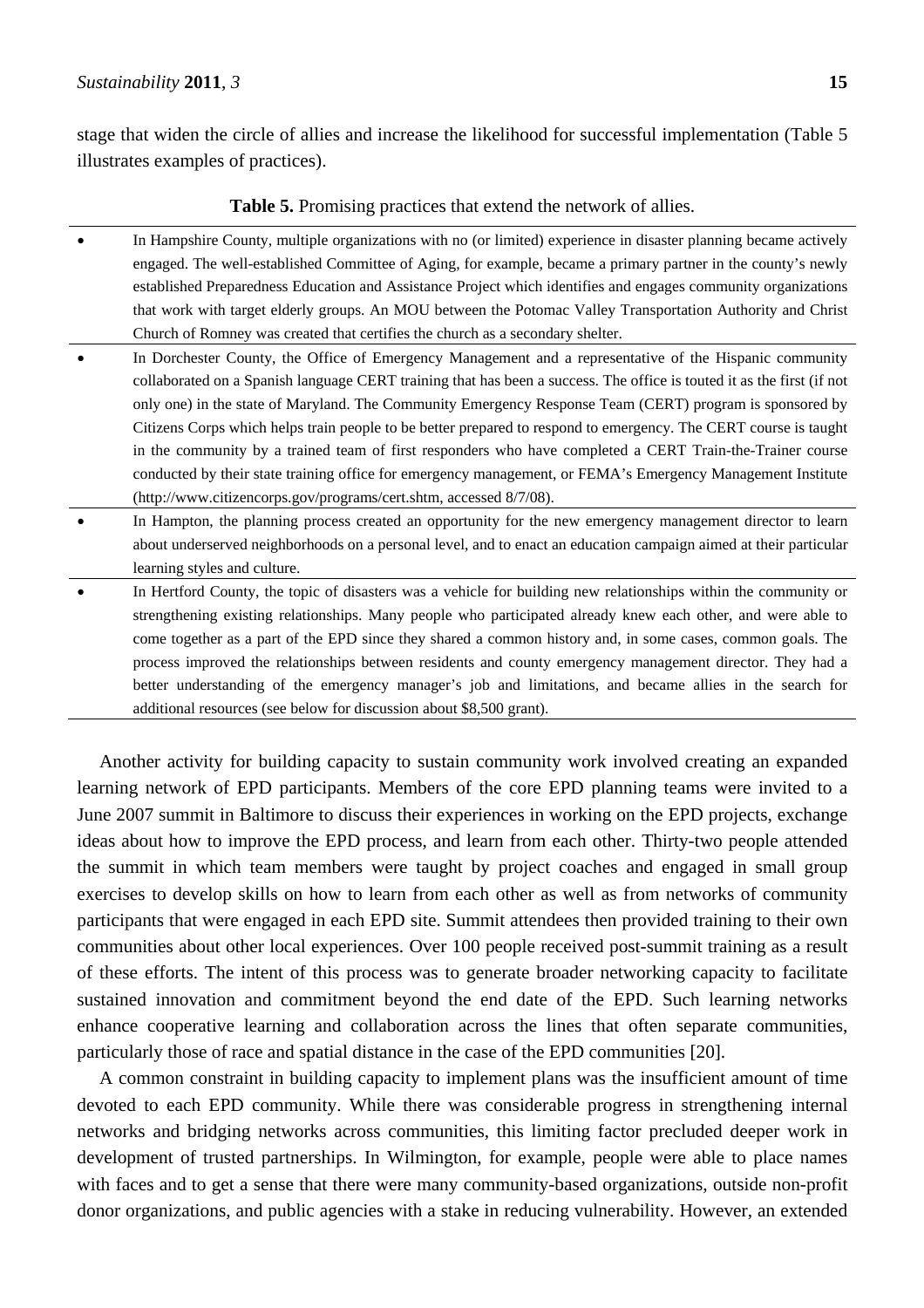stage that widen the circle of allies and increase the likelihood for successful implementation (Table 5 illustrates examples of practices).

**Table 5.** Promising practices that extend the network of allies.

- In Hampshire County, multiple organizations with no (or limited) experience in disaster planning became actively engaged. The well-established Committee of Aging, for example, became a primary partner in the county's newly established Preparedness Education and Assistance Project which identifies and engages community organizations that work with target elderly groups. An MOU between the Potomac Valley Transportation Authority and Christ Church of Romney was created that certifies the church as a secondary shelter.
- In Dorchester County, the Office of Emergency Management and a representative of the Hispanic community collaborated on a Spanish language CERT training that has been a success. The office is touted it as the first (if not only one) in the state of Maryland. The Community Emergency Response Team (CERT) program is sponsored by Citizens Corps which helps train people to be better prepared to respond to emergency. The CERT course is taught in the community by a trained team of first responders who have completed a CERT Train-the-Trainer course conducted by their state training office for emergency management, or FEMA's Emergency Management Institute (http://www.citizencorps.gov/programs/cert.shtm, accessed 8/7/08).
- In Hampton, the planning process created an opportunity for the new emergency management director to learn about underserved neighborhoods on a personal level, and to enact an education campaign aimed at their particular learning styles and culture.
- In Hertford County, the topic of disasters was a vehicle for building new relationships within the community or strengthening existing relationships. Many people who participated already knew each other, and were able to come together as a part of the EPD since they shared a common history and, in some cases, common goals. The process improved the relationships between residents and county emergency management director. They had a better understanding of the emergency manager's job and limitations, and became allies in the search for additional resources (see below for discussion about $8,500 grant).

Another activity for building capacity to sustain community work involved creating an expanded learning network of EPD participants. Members of the core EPD planning teams were invited to a June 2007 summit in Baltimore to discuss their experiences in working on the EPD projects, exchange ideas about how to improve the EPD process, and learn from each other. Thirty-two people attended the summit in which team members were taught by project coaches and engaged in small group exercises to develop skills on how to learn from each other as well as from networks of community participants that were engaged in each EPD site. Summit attendees then provided training to their own communities about other local experiences. Over 100 people received post-summit training as a result of these efforts. The intent of this process was to generate broader networking capacity to facilitate sustained innovation and commitment beyond the end date of the EPD. Such learning networks enhance cooperative learning and collaboration across the lines that often separate communities, particularly those of race and spatial distance in the case of the EPD communities [20].

A common constraint in building capacity to implement plans was the insufficient amount of time devoted to each EPD community. While there was considerable progress in strengthening internal networks and bridging networks across communities, this limiting factor precluded deeper work in development of trusted partnerships. In Wilmington, for example, people were able to place names with faces and to get a sense that there were many community-based organizations, outside non-profit donor organizations, and public agencies with a stake in reducing vulnerability. However, an extended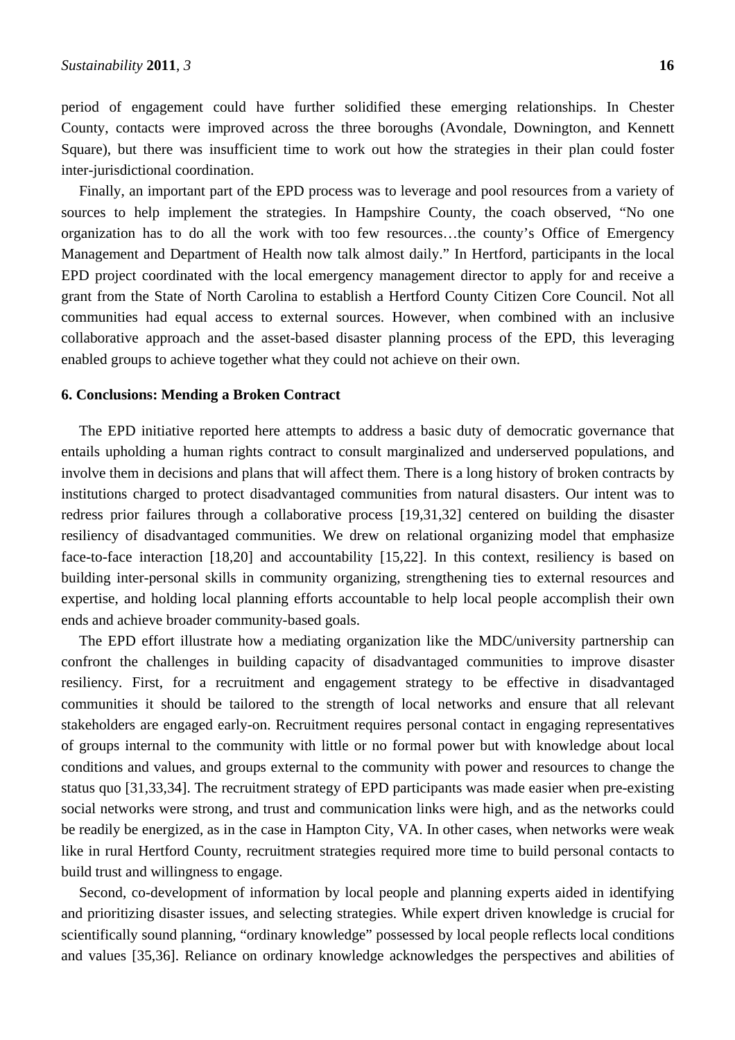period of engagement could have further solidified these emerging relationships. In Chester County, contacts were improved across the three boroughs (Avondale, Downington, and Kennett Square), but there was insufficient time to work out how the strategies in their plan could foster inter-jurisdictional coordination.

Finally, an important part of the EPD process was to leverage and pool resources from a variety of sources to help implement the strategies. In Hampshire County, the coach observed, "No one organization has to do all the work with too few resources…the county's Office of Emergency Management and Department of Health now talk almost daily." In Hertford, participants in the local EPD project coordinated with the local emergency management director to apply for and receive a grant from the State of North Carolina to establish a Hertford County Citizen Core Council. Not all communities had equal access to external sources. However, when combined with an inclusive collaborative approach and the asset-based disaster planning process of the EPD, this leveraging enabled groups to achieve together what they could not achieve on their own.

## 6. Conclusions: Mending a Broken Contract

The EPD initiative reported here attempts to address a basic duty of democratic governance that entails upholding a human rights contract to consult marginalized and underserved populations, and involve them in decisions and plans that will affect them. There is a long history of broken contracts by institutions charged to protect disadvantaged communities from natural disasters. Our intent was to redress prior failures through a collaborative process [19,31,32] centered on building the disaster resiliency of disadvantaged communities. We drew on relational organizing model that emphasize face-to-face interaction [18,20] and accountability [15,22]. In this context, resiliency is based on building inter-personal skills in community organizing, strengthening ties to external resources and expertise, and holding local planning efforts accountable to help local people accomplish their own ends and achieve broader community-based goals.

The EPD effort illustrate how a mediating organization like the MDC/university partnership can confront the challenges in building capacity of disadvantaged communities to improve disaster resiliency. First, for a recruitment and engagement strategy to be effective in disadvantaged communities it should be tailored to the strength of local networks and ensure that all relevant stakeholders are engaged early-on. Recruitment requires personal contact in engaging representatives of groups internal to the community with little or no formal power but with knowledge about local conditions and values, and groups external to the community with power and resources to change the status quo [31,33,34]. The recruitment strategy of EPD participants was made easier when pre-existing social networks were strong, and trust and communication links were high, and as the networks could be readily be energized, as in the case in Hampton City, VA. In other cases, when networks were weak like in rural Hertford County, recruitment strategies required more time to build personal contacts to build trust and willingness to engage.

Second, co-development of information by local people and planning experts aided in identifying and prioritizing disaster issues, and selecting strategies. While expert driven knowledge is crucial for scientifically sound planning, "ordinary knowledge" possessed by local people reflects local conditions and values [35,36]. Reliance on ordinary knowledge acknowledges the perspectives and abilities of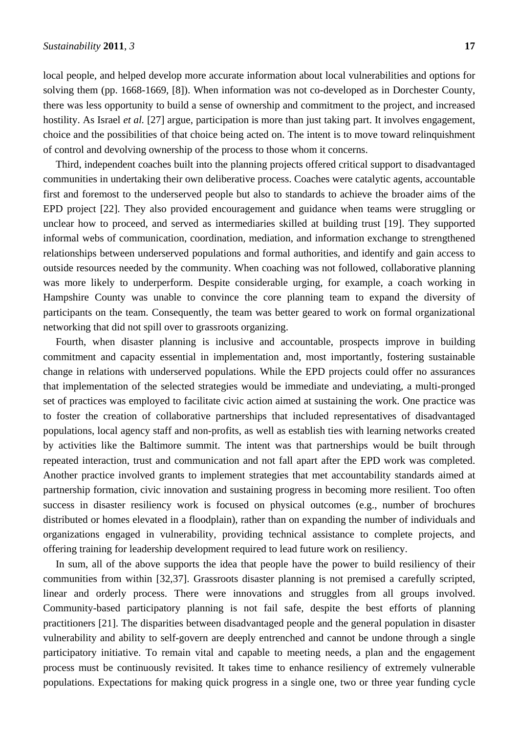local people, and helped develop more accurate information about local vulnerabilities and options for solving them (pp. 1668-1669, [8]). When information was not co-developed as in Dorchester County, there was less opportunity to build a sense of ownership and commitment to the project, and increased hostility. As Israel *et al.* [27] argue, participation is more than just taking part. It involves engagement, choice and the possibilities of that choice being acted on. The intent is to move toward relinquishment of control and devolving ownership of the process to those whom it concerns.

Third, independent coaches built into the planning projects offered critical support to disadvantaged communities in undertaking their own deliberative process. Coaches were catalytic agents, accountable first and foremost to the underserved people but also to standards to achieve the broader aims of the EPD project [22]. They also provided encouragement and guidance when teams were struggling or unclear how to proceed, and served as intermediaries skilled at building trust [19]. They supported informal webs of communication, coordination, mediation, and information exchange to strengthened relationships between underserved populations and formal authorities, and identify and gain access to outside resources needed by the community. When coaching was not followed, collaborative planning was more likely to underperform. Despite considerable urging, for example, a coach working in Hampshire County was unable to convince the core planning team to expand the diversity of participants on the team. Consequently, the team was better geared to work on formal organizational networking that did not spill over to grassroots organizing.

Fourth, when disaster planning is inclusive and accountable, prospects improve in building commitment and capacity essential in implementation and, most importantly, fostering sustainable change in relations with underserved populations. While the EPD projects could offer no assurances that implementation of the selected strategies would be immediate and undeviating, a multi-pronged set of practices was employed to facilitate civic action aimed at sustaining the work. One practice was to foster the creation of collaborative partnerships that included representatives of disadvantaged populations, local agency staff and non-profits, as well as establish ties with learning networks created by activities like the Baltimore summit. The intent was that partnerships would be built through repeated interaction, trust and communication and not fall apart after the EPD work was completed. Another practice involved grants to implement strategies that met accountability standards aimed at partnership formation, civic innovation and sustaining progress in becoming more resilient. Too often success in disaster resiliency work is focused on physical outcomes (e.g., number of brochures distributed or homes elevated in a floodplain), rather than on expanding the number of individuals and organizations engaged in vulnerability, providing technical assistance to complete projects, and offering training for leadership development required to lead future work on resiliency.

In sum, all of the above supports the idea that people have the power to build resiliency of their communities from within [32,37]. Grassroots disaster planning is not premised a carefully scripted, linear and orderly process. There were innovations and struggles from all groups involved. Community-based participatory planning is not fail safe, despite the best efforts of planning practitioners [21]. The disparities between disadvantaged people and the general population in disaster vulnerability and ability to self-govern are deeply entrenched and cannot be undone through a single participatory initiative. To remain vital and capable to meeting needs, a plan and the engagement process must be continuously revisited. It takes time to enhance resiliency of extremely vulnerable populations. Expectations for making quick progress in a single one, two or three year funding cycle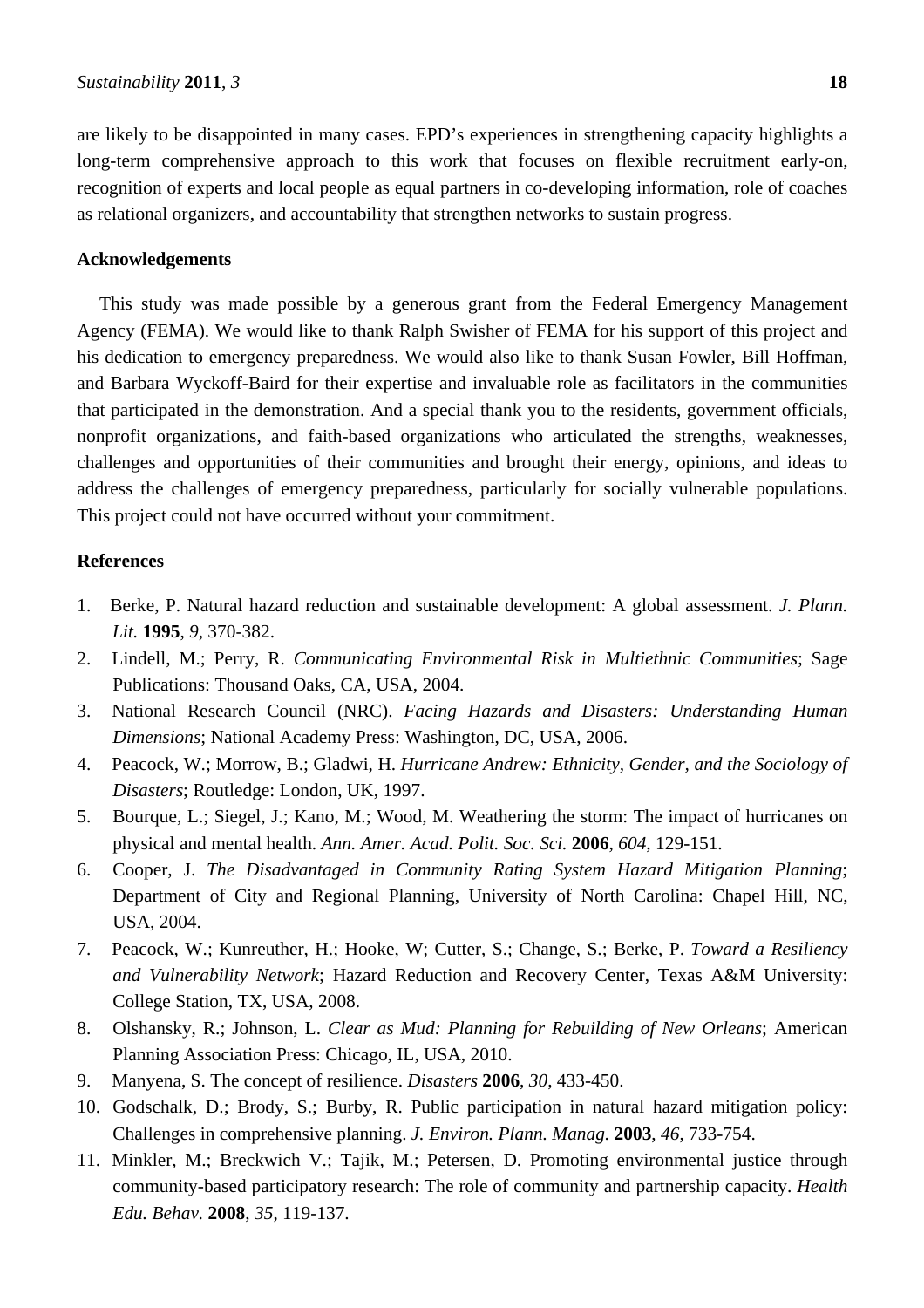are likely to be disappointed in many cases. EPD's experiences in strengthening capacity highlights a long-term comprehensive approach to this work that focuses on flexible recruitment early-on, recognition of experts and local people as equal partners in co-developing information, role of coaches as relational organizers, and accountability that strengthen networks to sustain progress.

## Acknowledgements

This study was made possible by a generous grant from the Federal Emergency Management Agency (FEMA). We would like to thank Ralph Swisher of FEMA for his support of this project and his dedication to emergency preparedness. We would also like to thank Susan Fowler, Bill Hoffman, and Barbara Wyckoff-Baird for their expertise and invaluable role as facilitators in the communities that participated in the demonstration. And a special thank you to the residents, government officials, nonprofit organizations, and faith-based organizations who articulated the strengths, weaknesses, challenges and opportunities of their communities and brought their energy, opinions, and ideas to address the challenges of emergency preparedness, particularly for socially vulnerable populations. This project could not have occurred without your commitment.

## References

1. Berke, P. Natural hazard reduction and sustainable development: A global assessment. *J. Plann. Lit.* **1995**, *9*, 370-382.
2. Lindell, M.; Perry, R. *Communicating Environmental Risk in Multiethnic Communities*; Sage Publications: Thousand Oaks, CA, USA, 2004.
3. National Research Council (NRC). *Facing Hazards and Disasters: Understanding Human Dimensions*; National Academy Press: Washington, DC, USA, 2006.
4. Peacock, W.; Morrow, B.; Gladwi, H. *Hurricane Andrew: Ethnicity, Gender, and the Sociology of Disasters*; Routledge: London, UK, 1997.
5. Bourque, L.; Siegel, J.; Kano, M.; Wood, M. Weathering the storm: The impact of hurricanes on physical and mental health. *Ann. Amer. Acad. Polit. Soc. Sci.* **2006**, *604*, 129-151.
6. Cooper, J. *The Disadvantaged in Community Rating System Hazard Mitigation Planning*; Department of City and Regional Planning, University of North Carolina: Chapel Hill, NC, USA, 2004.
7. Peacock, W.; Kunreuther, H.; Hooke, W; Cutter, S.; Change, S.; Berke, P. *Toward a Resiliency and Vulnerability Network*; Hazard Reduction and Recovery Center, Texas A&M University: College Station, TX, USA, 2008.
8. Olshansky, R.; Johnson, L. *Clear as Mud: Planning for Rebuilding of New Orleans*; American Planning Association Press: Chicago, IL, USA, 2010.
9. Manyena, S. The concept of resilience. *Disasters* **2006**, *30*, 433-450.
10. Godschalk, D.; Brody, S.; Burby, R. Public participation in natural hazard mitigation policy: Challenges in comprehensive planning. *J. Environ. Plann. Manag.* **2003**, *46*, 733-754.
11. Minkler, M.; Breckwich V.; Tajik, M.; Petersen, D. Promoting environmental justice through community-based participatory research: The role of community and partnership capacity. *Health Edu. Behav.* **2008**, *35*, 119-137.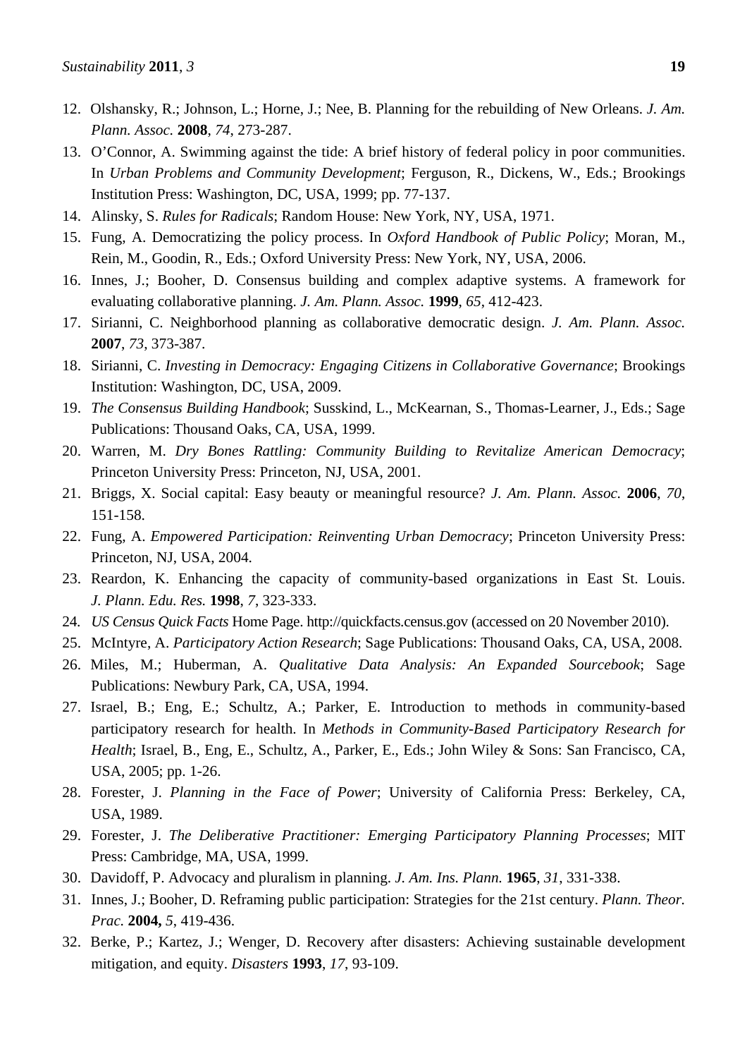12. Olshansky, R.; Johnson, L.; Horne, J.; Nee, B. Planning for the rebuilding of New Orleans. *J. Am. Plann. Assoc.* **2008**, *74*, 273-287.
13. O'Connor, A. Swimming against the tide: A brief history of federal policy in poor communities. In *Urban Problems and Community Development*; Ferguson, R., Dickens, W., Eds.; Brookings Institution Press: Washington, DC, USA, 1999; pp. 77-137.
14. Alinsky, S. *Rules for Radicals*; Random House: New York, NY, USA, 1971.
15. Fung, A. Democratizing the policy process. In *Oxford Handbook of Public Policy*; Moran, M., Rein, M., Goodin, R., Eds.; Oxford University Press: New York, NY, USA, 2006.
16. Innes, J.; Booher, D. Consensus building and complex adaptive systems. A framework for evaluating collaborative planning. *J. Am. Plann. Assoc.* **1999**, *65*, 412-423.
17. Sirianni, C. Neighborhood planning as collaborative democratic design. *J. Am. Plann. Assoc.* **2007**, *73*, 373-387.
18. Sirianni, C. *Investing in Democracy: Engaging Citizens in Collaborative Governance*; Brookings Institution: Washington, DC, USA, 2009.
19. *The Consensus Building Handbook*; Susskind, L., McKearnan, S., Thomas-Learner, J., Eds.; Sage Publications: Thousand Oaks, CA, USA, 1999.
20. Warren, M. *Dry Bones Rattling: Community Building to Revitalize American Democracy*; Princeton University Press: Princeton, NJ, USA, 2001.
21. Briggs, X. Social capital: Easy beauty or meaningful resource? *J. Am. Plann. Assoc.* **2006**, *70*, 151-158.
22. Fung, A. *Empowered Participation: Reinventing Urban Democracy*; Princeton University Press: Princeton, NJ, USA, 2004.
23. Reardon, K. Enhancing the capacity of community-based organizations in East St. Louis. *J. Plann. Edu. Res.* **1998**, *7*, 323-333.
24. *US Census Quick Facts* Home Page. http://quickfacts.census.gov (accessed on 20 November 2010).
25. McIntyre, A. *Participatory Action Research*; Sage Publications: Thousand Oaks, CA, USA, 2008.
26. Miles, M.; Huberman, A. *Qualitative Data Analysis: An Expanded Sourcebook*; Sage Publications: Newbury Park, CA, USA, 1994.
27. Israel, B.; Eng, E.; Schultz, A.; Parker, E. Introduction to methods in community-based participatory research for health. In *Methods in Community-Based Participatory Research for Health*; Israel, B., Eng, E., Schultz, A., Parker, E., Eds.; John Wiley & Sons: San Francisco, CA, USA, 2005; pp. 1-26.
28. Forester, J. *Planning in the Face of Power*; University of California Press: Berkeley, CA, USA, 1989.
29. Forester, J. *The Deliberative Practitioner: Emerging Participatory Planning Processes*; MIT Press: Cambridge, MA, USA, 1999.
30. Davidoff, P. Advocacy and pluralism in planning. *J. Am. Ins. Plann.* **1965**, *31*, 331-338.
31. Innes, J.; Booher, D. Reframing public participation: Strategies for the 21st century. *Plann. Theor. Prac.* **2004,** *5*, 419-436.
32. Berke, P.; Kartez, J.; Wenger, D. Recovery after disasters: Achieving sustainable development mitigation, and equity. *Disasters* **1993**, *17*, 93-109.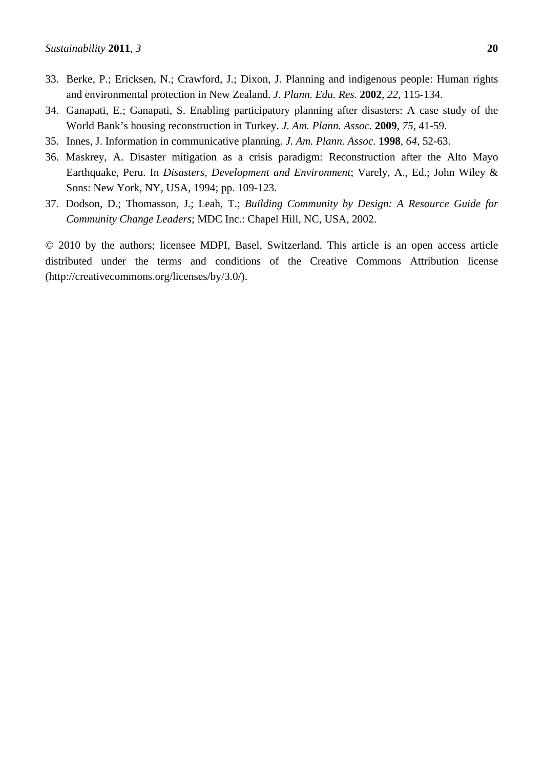33. Berke, P.; Ericksen, N.; Crawford, J.; Dixon, J. Planning and indigenous people: Human rights and environmental protection in New Zealand. *J. Plann. Edu. Res.* **2002**, *22*, 115-134.
34. Ganapati, E.; Ganapati, S. Enabling participatory planning after disasters: A case study of the World Bank's housing reconstruction in Turkey. *J. Am. Plann. Assoc.* **2009**, *75*, 41-59.
35. Innes, J. Information in communicative planning. *J. Am. Plann. Assoc.* **1998**, *64*, 52-63.
36. Maskrey, A. Disaster mitigation as a crisis paradigm: Reconstruction after the Alto Mayo Earthquake, Peru. In *Disasters, Development and Environment*; Varely, A., Ed.; John Wiley & Sons: New York, NY, USA, 1994; pp. 109-123.
37. Dodson, D.; Thomasson, J.; Leah, T.; *Building Community by Design: A Resource Guide for Community Change Leaders*; MDC Inc.: Chapel Hill, NC, USA, 2002.

© 2010 by the authors; licensee MDPI, Basel, Switzerland. This article is an open access article distributed under the terms and conditions of the Creative Commons Attribution license (http://creativecommons.org/licenses/by/3.0/).